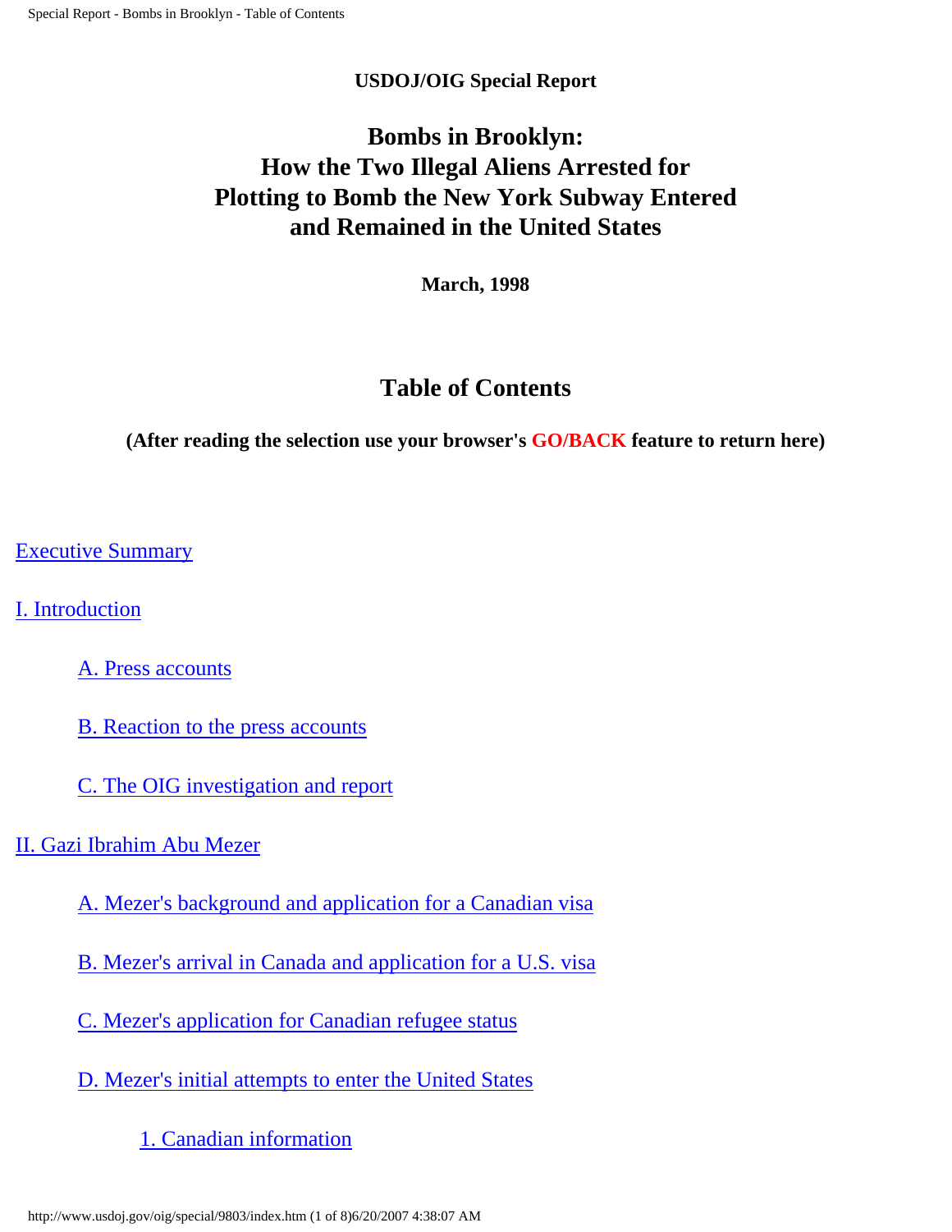**USDOJ/OIG Special Report**

# Bombs in Brooklyn: How the Two Illegal Aliens Arrested for Plotting to Bomb the New York Subway Entered and Remained in the United States

**March, 1998**

## Table of Contents

**(After reading the selection use your browser's GO/BACK feature to return here)**

Executive Summary

I. Introduction

- A. Press accounts
- B. Reaction to the press accounts
- C. The OIG investigation and report

II. Gazi Ibrahim Abu Mezer

- A. Mezer's background and application for a Canadian visa
- B. Mezer's arrival in Canada and application for a U.S. visa
- C. Mezer's application for Canadian refugee status
- D. Mezer's initial attempts to enter the United States
  - 1. Canadian information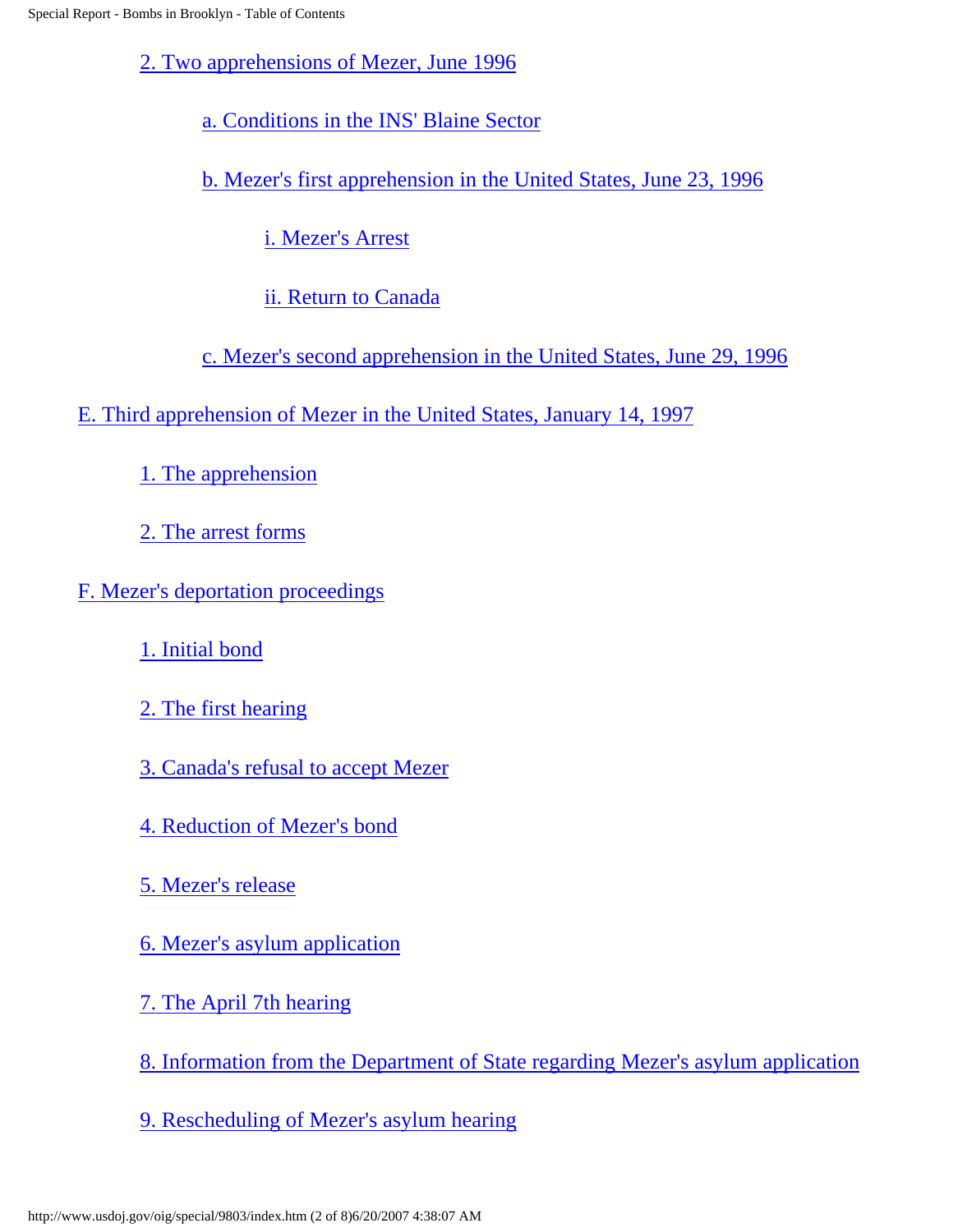- 2. Two apprehensions of Mezer, June 1996
  - a. Conditions in the INS' Blaine Sector
  - b. Mezer's first apprehension in the United States, June 23, 1996
    - i. Mezer's Arrest
    - ii. Return to Canada
  - c. Mezer's second apprehension in the United States, June 29, 1996

E. Third apprehension of Mezer in the United States, January 14, 1997

- 1. The apprehension
- 2. The arrest forms

F. Mezer's deportation proceedings

- 1. Initial bond
- 2. The first hearing
- 3. Canada's refusal to accept Mezer
- 4. Reduction of Mezer's bond
- 5. Mezer's release
- 6. Mezer's asylum application
- 7. The April 7th hearing
- 8. Information from the Department of State regarding Mezer's asylum application
- 9. Rescheduling of Mezer's asylum hearing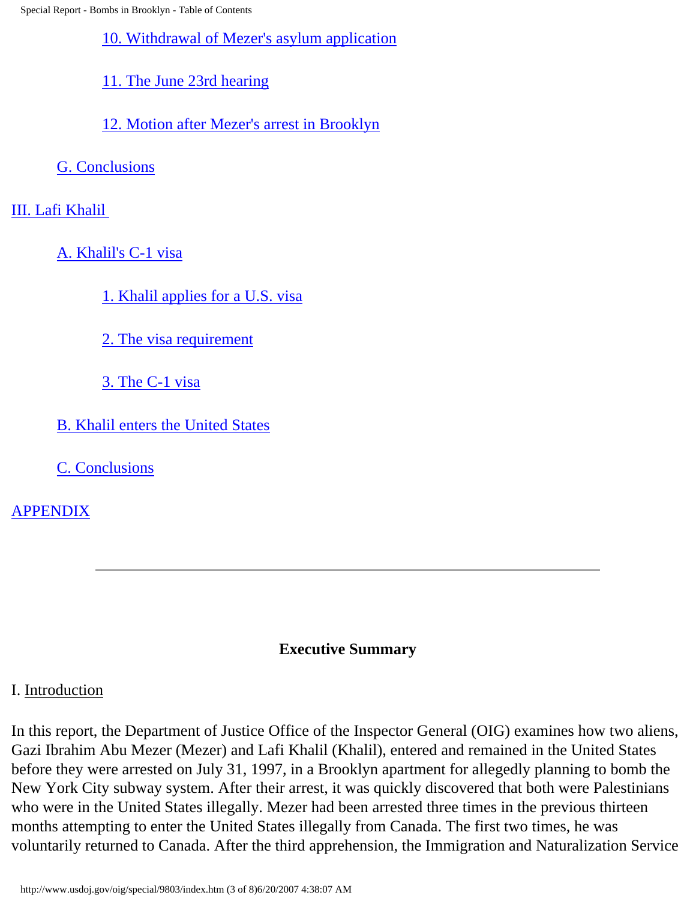10. Withdrawal of Mezer's asylum application

11. The June 23rd hearing

12. Motion after Mezer's arrest in Brooklyn

G. Conclusions

III. Lafi Khalil

A. Khalil's C-1 visa

1. Khalil applies for a U.S. visa

2. The visa requirement

3. The C-1 visa

B. Khalil enters the United States

C. Conclusions

APPENDIX

---

## Executive Summary

### I. Introduction

In this report, the Department of Justice Office of the Inspector General (OIG) examines how two aliens, Gazi Ibrahim Abu Mezer (Mezer) and Lafi Khalil (Khalil), entered and remained in the United States before they were arrested on July 31, 1997, in a Brooklyn apartment for allegedly planning to bomb the New York City subway system. After their arrest, it was quickly discovered that both were Palestinians who were in the United States illegally. Mezer had been arrested three times in the previous thirteen months attempting to enter the United States illegally from Canada. The first two times, he was voluntarily returned to Canada. After the third apprehension, the Immigration and Naturalization Service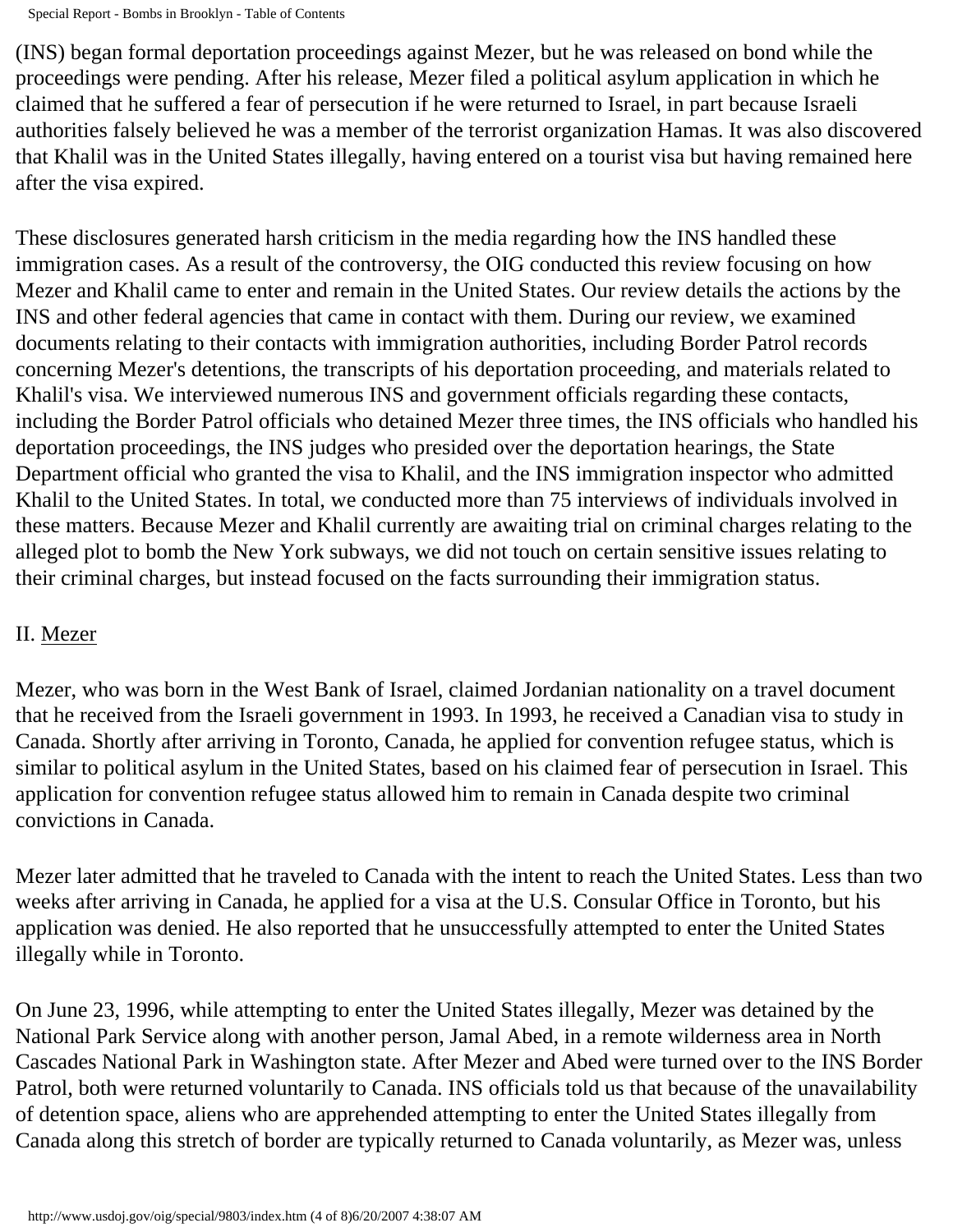(INS) began formal deportation proceedings against Mezer, but he was released on bond while the proceedings were pending. After his release, Mezer filed a political asylum application in which he claimed that he suffered a fear of persecution if he were returned to Israel, in part because Israeli authorities falsely believed he was a member of the terrorist organization Hamas. It was also discovered that Khalil was in the United States illegally, having entered on a tourist visa but having remained here after the visa expired.

These disclosures generated harsh criticism in the media regarding how the INS handled these immigration cases. As a result of the controversy, the OIG conducted this review focusing on how Mezer and Khalil came to enter and remain in the United States. Our review details the actions by the INS and other federal agencies that came in contact with them. During our review, we examined documents relating to their contacts with immigration authorities, including Border Patrol records concerning Mezer's detentions, the transcripts of his deportation proceeding, and materials related to Khalil's visa. We interviewed numerous INS and government officials regarding these contacts, including the Border Patrol officials who detained Mezer three times, the INS officials who handled his deportation proceedings, the INS judges who presided over the deportation hearings, the State Department official who granted the visa to Khalil, and the INS immigration inspector who admitted Khalil to the United States. In total, we conducted more than 75 interviews of individuals involved in these matters. Because Mezer and Khalil currently are awaiting trial on criminal charges relating to the alleged plot to bomb the New York subways, we did not touch on certain sensitive issues relating to their criminal charges, but instead focused on the facts surrounding their immigration status.

## II. Mezer

Mezer, who was born in the West Bank of Israel, claimed Jordanian nationality on a travel document that he received from the Israeli government in 1993. In 1993, he received a Canadian visa to study in Canada. Shortly after arriving in Toronto, Canada, he applied for convention refugee status, which is similar to political asylum in the United States, based on his claimed fear of persecution in Israel. This application for convention refugee status allowed him to remain in Canada despite two criminal convictions in Canada.

Mezer later admitted that he traveled to Canada with the intent to reach the United States. Less than two weeks after arriving in Canada, he applied for a visa at the U.S. Consular Office in Toronto, but his application was denied. He also reported that he unsuccessfully attempted to enter the United States illegally while in Toronto.

On June 23, 1996, while attempting to enter the United States illegally, Mezer was detained by the National Park Service along with another person, Jamal Abed, in a remote wilderness area in North Cascades National Park in Washington state. After Mezer and Abed were turned over to the INS Border Patrol, both were returned voluntarily to Canada. INS officials told us that because of the unavailability of detention space, aliens who are apprehended attempting to enter the United States illegally from Canada along this stretch of border are typically returned to Canada voluntarily, as Mezer was, unless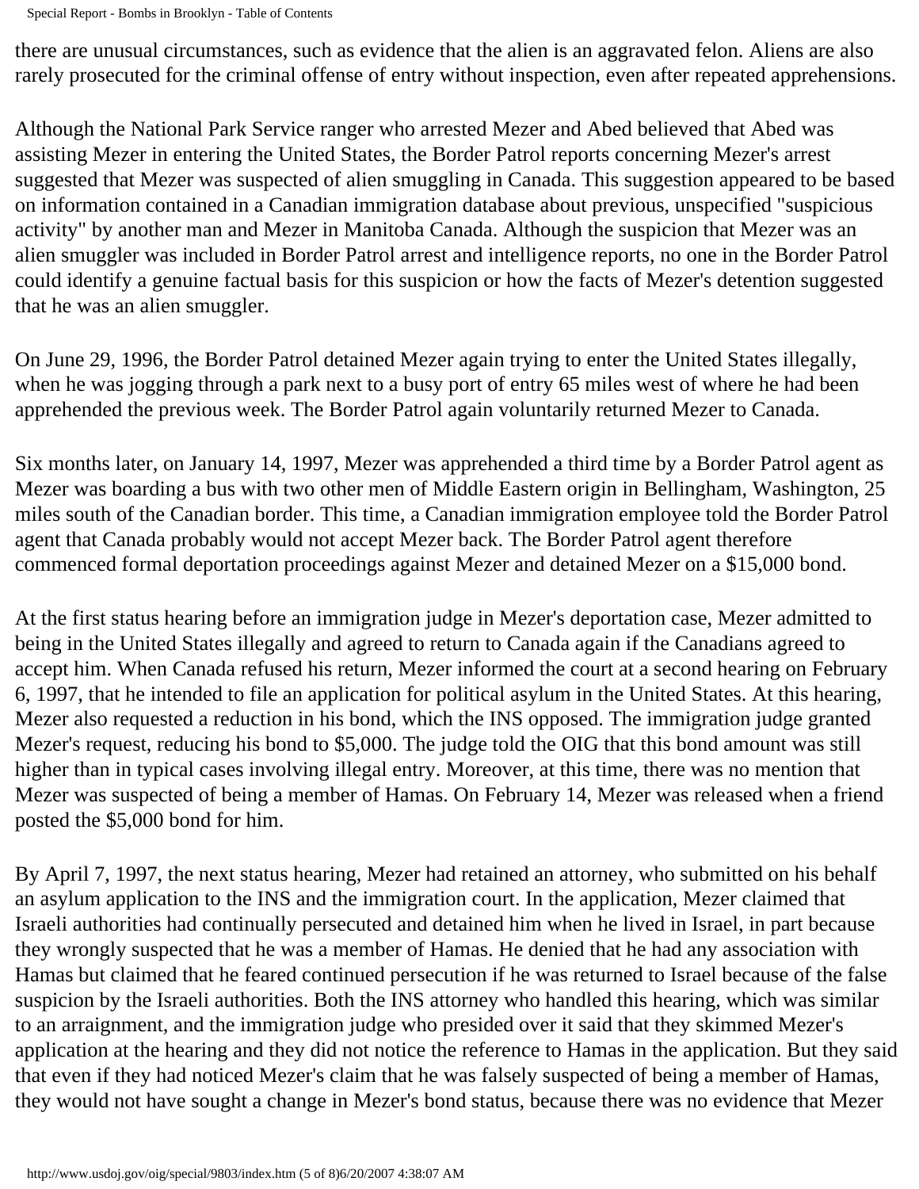there are unusual circumstances, such as evidence that the alien is an aggravated felon. Aliens are also rarely prosecuted for the criminal offense of entry without inspection, even after repeated apprehensions.

Although the National Park Service ranger who arrested Mezer and Abed believed that Abed was assisting Mezer in entering the United States, the Border Patrol reports concerning Mezer's arrest suggested that Mezer was suspected of alien smuggling in Canada. This suggestion appeared to be based on information contained in a Canadian immigration database about previous, unspecified "suspicious activity" by another man and Mezer in Manitoba Canada. Although the suspicion that Mezer was an alien smuggler was included in Border Patrol arrest and intelligence reports, no one in the Border Patrol could identify a genuine factual basis for this suspicion or how the facts of Mezer's detention suggested that he was an alien smuggler.

On June 29, 1996, the Border Patrol detained Mezer again trying to enter the United States illegally, when he was jogging through a park next to a busy port of entry 65 miles west of where he had been apprehended the previous week. The Border Patrol again voluntarily returned Mezer to Canada.

Six months later, on January 14, 1997, Mezer was apprehended a third time by a Border Patrol agent as Mezer was boarding a bus with two other men of Middle Eastern origin in Bellingham, Washington, 25 miles south of the Canadian border. This time, a Canadian immigration employee told the Border Patrol agent that Canada probably would not accept Mezer back. The Border Patrol agent therefore commenced formal deportation proceedings against Mezer and detained Mezer on a $15,000 bond.

At the first status hearing before an immigration judge in Mezer's deportation case, Mezer admitted to being in the United States illegally and agreed to return to Canada again if the Canadians agreed to accept him. When Canada refused his return, Mezer informed the court at a second hearing on February 6, 1997, that he intended to file an application for political asylum in the United States. At this hearing, Mezer also requested a reduction in his bond, which the INS opposed. The immigration judge granted Mezer's request, reducing his bond to $5,000. The judge told the OIG that this bond amount was still higher than in typical cases involving illegal entry. Moreover, at this time, there was no mention that Mezer was suspected of being a member of Hamas. On February 14, Mezer was released when a friend posted the $5,000 bond for him.

By April 7, 1997, the next status hearing, Mezer had retained an attorney, who submitted on his behalf an asylum application to the INS and the immigration court. In the application, Mezer claimed that Israeli authorities had continually persecuted and detained him when he lived in Israel, in part because they wrongly suspected that he was a member of Hamas. He denied that he had any association with Hamas but claimed that he feared continued persecution if he was returned to Israel because of the false suspicion by the Israeli authorities. Both the INS attorney who handled this hearing, which was similar to an arraignment, and the immigration judge who presided over it said that they skimmed Mezer's application at the hearing and they did not notice the reference to Hamas in the application. But they said that even if they had noticed Mezer's claim that he was falsely suspected of being a member of Hamas, they would not have sought a change in Mezer's bond status, because there was no evidence that Mezer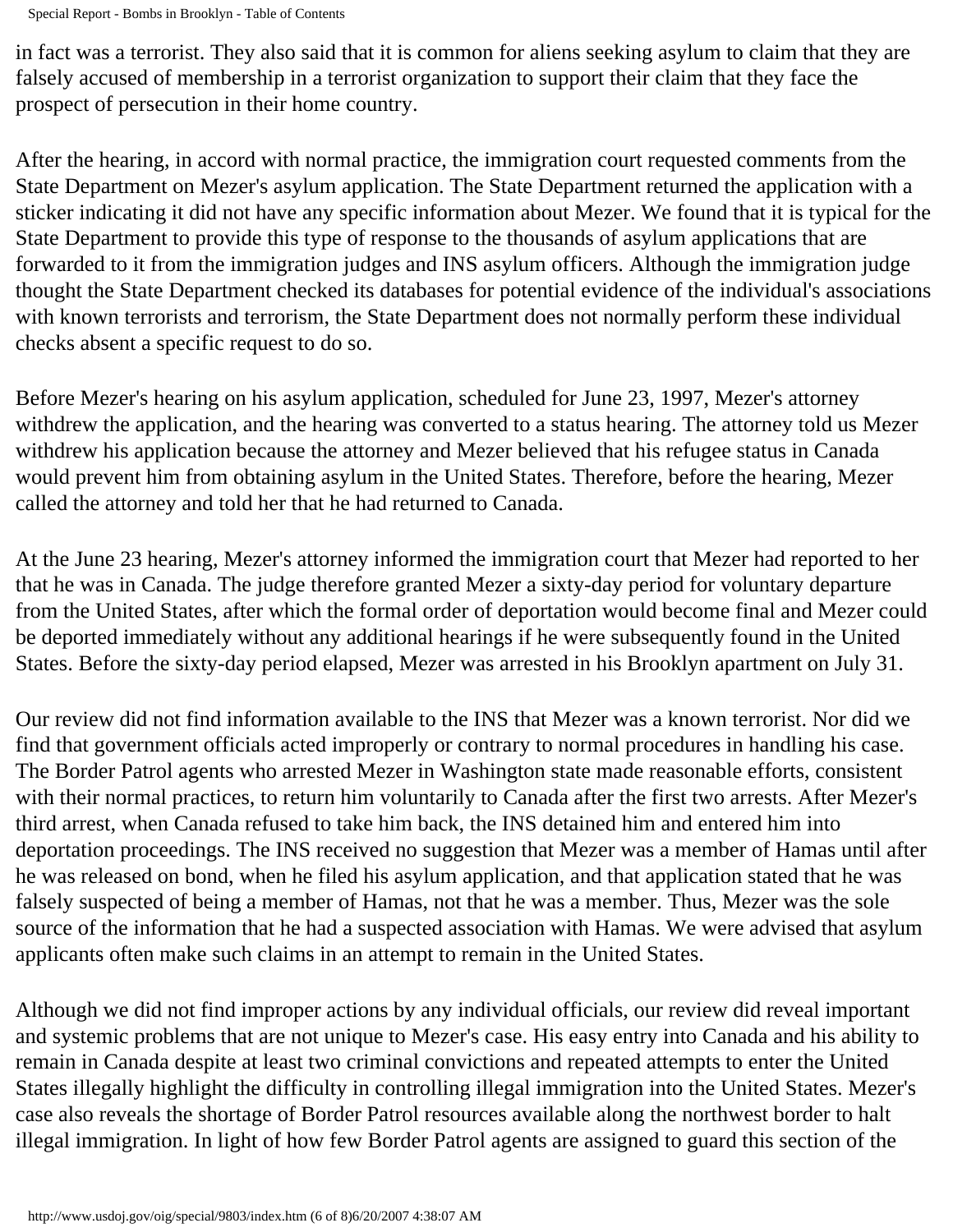in fact was a terrorist. They also said that it is common for aliens seeking asylum to claim that they are falsely accused of membership in a terrorist organization to support their claim that they face the prospect of persecution in their home country.

After the hearing, in accord with normal practice, the immigration court requested comments from the State Department on Mezer's asylum application. The State Department returned the application with a sticker indicating it did not have any specific information about Mezer. We found that it is typical for the State Department to provide this type of response to the thousands of asylum applications that are forwarded to it from the immigration judges and INS asylum officers. Although the immigration judge thought the State Department checked its databases for potential evidence of the individual's associations with known terrorists and terrorism, the State Department does not normally perform these individual checks absent a specific request to do so.

Before Mezer's hearing on his asylum application, scheduled for June 23, 1997, Mezer's attorney withdrew the application, and the hearing was converted to a status hearing. The attorney told us Mezer withdrew his application because the attorney and Mezer believed that his refugee status in Canada would prevent him from obtaining asylum in the United States. Therefore, before the hearing, Mezer called the attorney and told her that he had returned to Canada.

At the June 23 hearing, Mezer's attorney informed the immigration court that Mezer had reported to her that he was in Canada. The judge therefore granted Mezer a sixty-day period for voluntary departure from the United States, after which the formal order of deportation would become final and Mezer could be deported immediately without any additional hearings if he were subsequently found in the United States. Before the sixty-day period elapsed, Mezer was arrested in his Brooklyn apartment on July 31.

Our review did not find information available to the INS that Mezer was a known terrorist. Nor did we find that government officials acted improperly or contrary to normal procedures in handling his case. The Border Patrol agents who arrested Mezer in Washington state made reasonable efforts, consistent with their normal practices, to return him voluntarily to Canada after the first two arrests. After Mezer's third arrest, when Canada refused to take him back, the INS detained him and entered him into deportation proceedings. The INS received no suggestion that Mezer was a member of Hamas until after he was released on bond, when he filed his asylum application, and that application stated that he was falsely suspected of being a member of Hamas, not that he was a member. Thus, Mezer was the sole source of the information that he had a suspected association with Hamas. We were advised that asylum applicants often make such claims in an attempt to remain in the United States.

Although we did not find improper actions by any individual officials, our review did reveal important and systemic problems that are not unique to Mezer's case. His easy entry into Canada and his ability to remain in Canada despite at least two criminal convictions and repeated attempts to enter the United States illegally highlight the difficulty in controlling illegal immigration into the United States. Mezer's case also reveals the shortage of Border Patrol resources available along the northwest border to halt illegal immigration. In light of how few Border Patrol agents are assigned to guard this section of the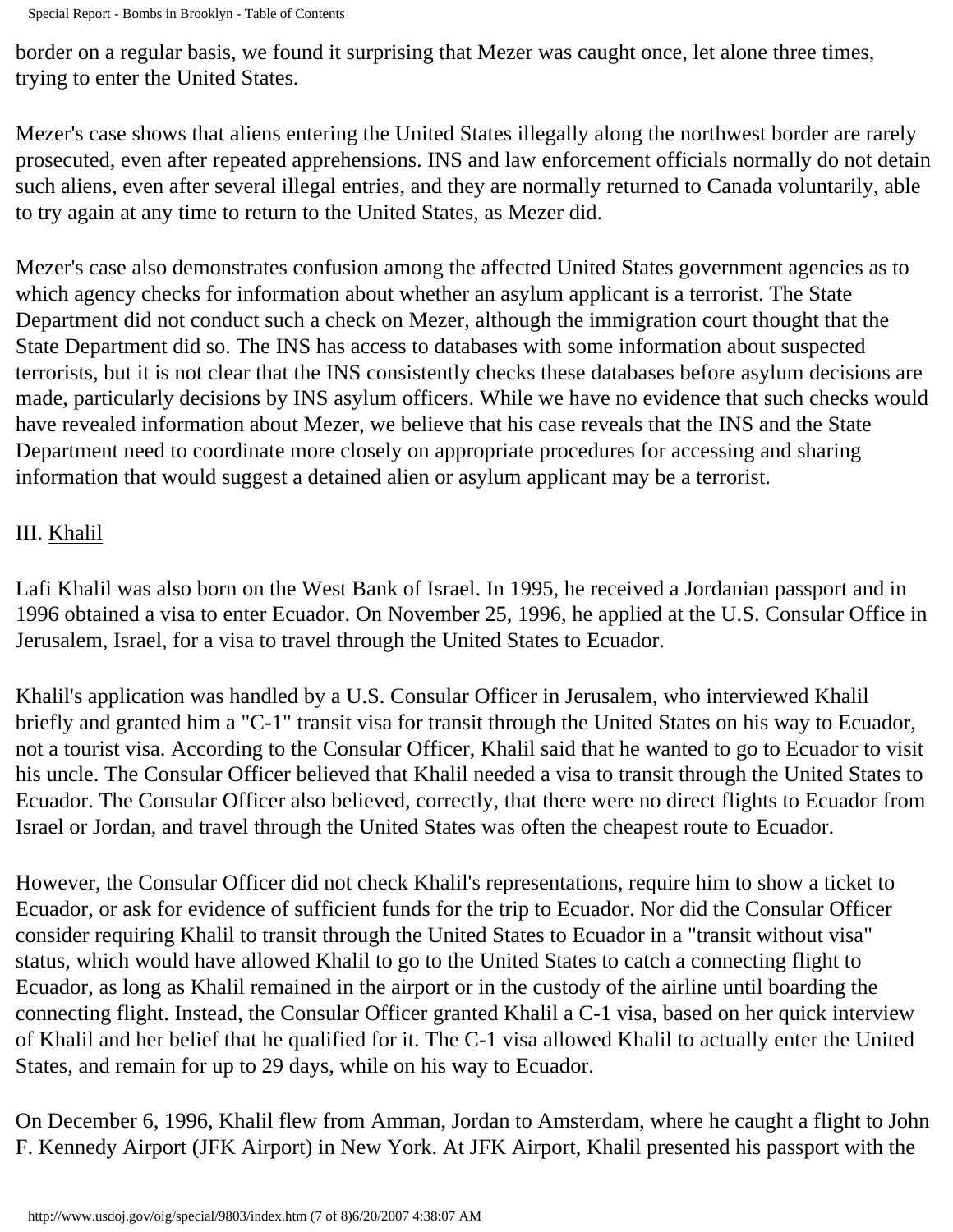border on a regular basis, we found it surprising that Mezer was caught once, let alone three times, trying to enter the United States.

Mezer's case shows that aliens entering the United States illegally along the northwest border are rarely prosecuted, even after repeated apprehensions. INS and law enforcement officials normally do not detain such aliens, even after several illegal entries, and they are normally returned to Canada voluntarily, able to try again at any time to return to the United States, as Mezer did.

Mezer's case also demonstrates confusion among the affected United States government agencies as to which agency checks for information about whether an asylum applicant is a terrorist. The State Department did not conduct such a check on Mezer, although the immigration court thought that the State Department did so. The INS has access to databases with some information about suspected terrorists, but it is not clear that the INS consistently checks these databases before asylum decisions are made, particularly decisions by INS asylum officers. While we have no evidence that such checks would have revealed information about Mezer, we believe that his case reveals that the INS and the State Department need to coordinate more closely on appropriate procedures for accessing and sharing information that would suggest a detained alien or asylum applicant may be a terrorist.

## III. Khalil

Lafi Khalil was also born on the West Bank of Israel. In 1995, he received a Jordanian passport and in 1996 obtained a visa to enter Ecuador. On November 25, 1996, he applied at the U.S. Consular Office in Jerusalem, Israel, for a visa to travel through the United States to Ecuador.

Khalil's application was handled by a U.S. Consular Officer in Jerusalem, who interviewed Khalil briefly and granted him a "C-1" transit visa for transit through the United States on his way to Ecuador, not a tourist visa. According to the Consular Officer, Khalil said that he wanted to go to Ecuador to visit his uncle. The Consular Officer believed that Khalil needed a visa to transit through the United States to Ecuador. The Consular Officer also believed, correctly, that there were no direct flights to Ecuador from Israel or Jordan, and travel through the United States was often the cheapest route to Ecuador.

However, the Consular Officer did not check Khalil's representations, require him to show a ticket to Ecuador, or ask for evidence of sufficient funds for the trip to Ecuador. Nor did the Consular Officer consider requiring Khalil to transit through the United States to Ecuador in a "transit without visa" status, which would have allowed Khalil to go to the United States to catch a connecting flight to Ecuador, as long as Khalil remained in the airport or in the custody of the airline until boarding the connecting flight. Instead, the Consular Officer granted Khalil a C-1 visa, based on her quick interview of Khalil and her belief that he qualified for it. The C-1 visa allowed Khalil to actually enter the United States, and remain for up to 29 days, while on his way to Ecuador.

On December 6, 1996, Khalil flew from Amman, Jordan to Amsterdam, where he caught a flight to John F. Kennedy Airport (JFK Airport) in New York. At JFK Airport, Khalil presented his passport with the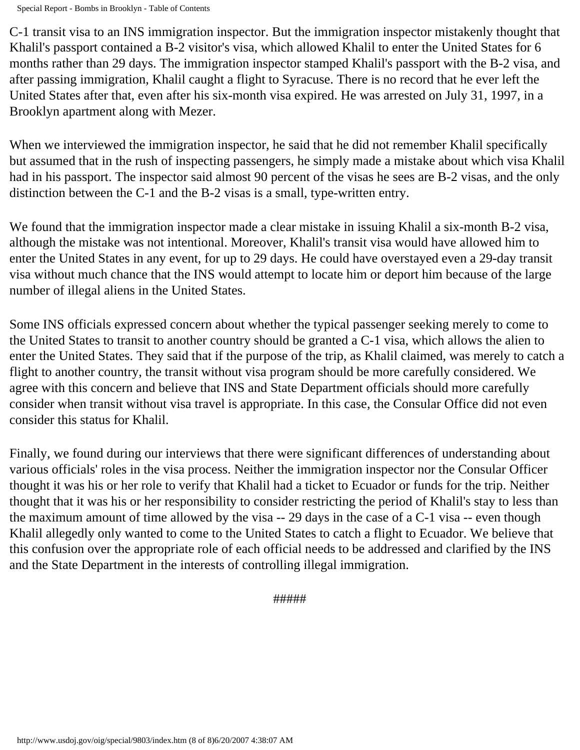C-1 transit visa to an INS immigration inspector. But the immigration inspector mistakenly thought that Khalil's passport contained a B-2 visitor's visa, which allowed Khalil to enter the United States for 6 months rather than 29 days. The immigration inspector stamped Khalil's passport with the B-2 visa, and after passing immigration, Khalil caught a flight to Syracuse. There is no record that he ever left the United States after that, even after his six-month visa expired. He was arrested on July 31, 1997, in a Brooklyn apartment along with Mezer.

When we interviewed the immigration inspector, he said that he did not remember Khalil specifically but assumed that in the rush of inspecting passengers, he simply made a mistake about which visa Khalil had in his passport. The inspector said almost 90 percent of the visas he sees are B-2 visas, and the only distinction between the C-1 and the B-2 visas is a small, type-written entry.

We found that the immigration inspector made a clear mistake in issuing Khalil a six-month B-2 visa, although the mistake was not intentional. Moreover, Khalil's transit visa would have allowed him to enter the United States in any event, for up to 29 days. He could have overstayed even a 29-day transit visa without much chance that the INS would attempt to locate him or deport him because of the large number of illegal aliens in the United States.

Some INS officials expressed concern about whether the typical passenger seeking merely to come to the United States to transit to another country should be granted a C-1 visa, which allows the alien to enter the United States. They said that if the purpose of the trip, as Khalil claimed, was merely to catch a flight to another country, the transit without visa program should be more carefully considered. We agree with this concern and believe that INS and State Department officials should more carefully consider when transit without visa travel is appropriate. In this case, the Consular Office did not even consider this status for Khalil.

Finally, we found during our interviews that there were significant differences of understanding about various officials' roles in the visa process. Neither the immigration inspector nor the Consular Officer thought it was his or her role to verify that Khalil had a ticket to Ecuador or funds for the trip. Neither thought that it was his or her responsibility to consider restricting the period of Khalil's stay to less than the maximum amount of time allowed by the visa -- 29 days in the case of a C-1 visa -- even though Khalil allegedly only wanted to come to the United States to catch a flight to Ecuador. We believe that this confusion over the appropriate role of each official needs to be addressed and clarified by the INS and the State Department in the interests of controlling illegal immigration.

#####